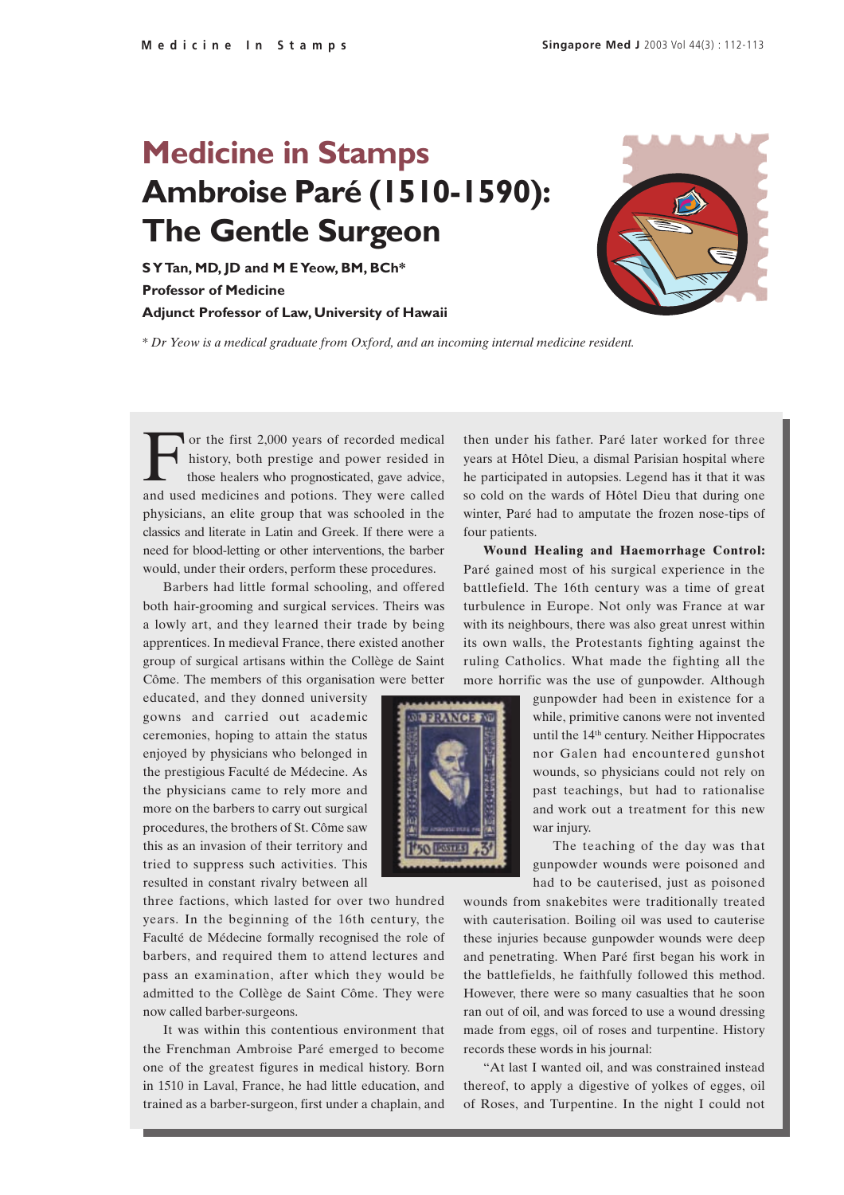# Medicine in Stamps

# Ambroise Paré (1510-1590): The Gentle Surgeon

**S Y Tan, MD, JD and M E Yeow, BM, BCh***
**Professor of Medicine**
**Adjunct Professor of Law, University of Hawaii**

*\* Dr Yeow is a medical graduate from Oxford, and an incoming internal medicine resident.*

For the first 2,000 years of recorded medical history, both prestige and power resided in those healers who prognosticated, gave advice, and used medicines and potions. They were called physicians, an elite group that was schooled in the classics and literate in Latin and Greek. If there were a need for blood-letting or other interventions, the barber would, under their orders, perform these procedures.

Barbers had little formal schooling, and offered both hair-grooming and surgical services. Theirs was a lowly art, and they learned their trade by being apprentices. In medieval France, there existed another group of surgical artisans within the Collège de Saint Côme. The members of this organisation were better educated, and they donned university gowns and carried out academic ceremonies, hoping to attain the status enjoyed by physicians who belonged in the prestigious Faculté de Médecine. As the physicians came to rely more and more on the barbers to carry out surgical procedures, the brothers of St. Côme saw this as an invasion of their territory and tried to suppress such activities. This resulted in constant rivalry between all three factions, which lasted for over two hundred years. In the beginning of the 16th century, the Faculté de Médecine formally recognised the role of barbers, and required them to attend lectures and pass an examination, after which they would be admitted to the Collège de Saint Côme. They were now called barber-surgeons.

It was within this contentious environment that the Frenchman Ambroise Paré emerged to become one of the greatest figures in medical history. Born in 1510 in Laval, France, he had little education, and trained as a barber-surgeon, first under a chaplain, and then under his father. Paré later worked for three years at Hôtel Dieu, a dismal Parisian hospital where he participated in autopsies. Legend has it that it was so cold on the wards of Hôtel Dieu that during one winter, Paré had to amputate the frozen nose-tips of four patients.

**Wound Healing and Haemorrhage Control:** Paré gained most of his surgical experience in the battlefield. The 16th century was a time of great turbulence in Europe. Not only was France at war with its neighbours, there was also great unrest within its own walls, the Protestants fighting against the ruling Catholics. What made the fighting all the more horrific was the use of gunpowder. Although gunpowder had been in existence for a while, primitive canons were not invented until the 14th century. Neither Hippocrates nor Galen had encountered gunshot wounds, so physicians could not rely on past teachings, but had to rationalise and work out a treatment for this new war injury.

The teaching of the day was that gunpowder wounds were poisoned and had to be cauterised, just as poisoned wounds from snakebites were traditionally treated with cauterisation. Boiling oil was used to cauterise these injuries because gunpowder wounds were deep and penetrating. When Paré first began his work in the battlefields, he faithfully followed this method. However, there were so many casualties that he soon ran out of oil, and was forced to use a wound dressing made from eggs, oil of roses and turpentine. History records these words in his journal:

"At last I wanted oil, and was constrained instead thereof, to apply a digestive of yolkes of egges, oil of Roses, and Turpentine. In the night I could not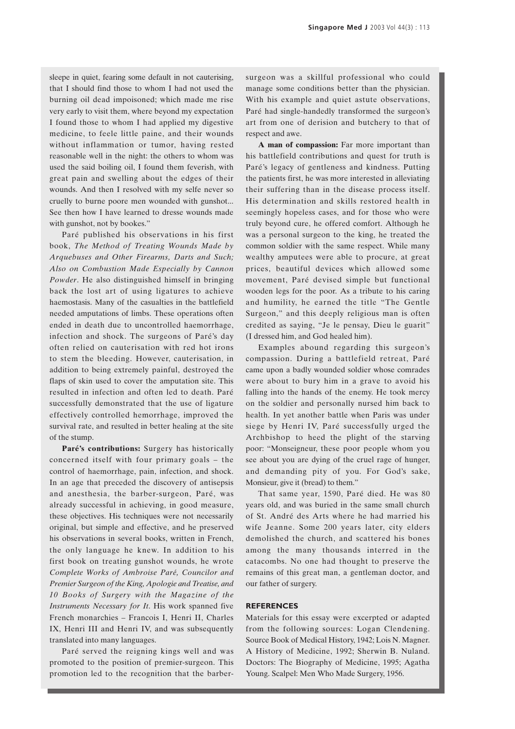sleepe in quiet, fearing some default in not cauterising, that I should find those to whom I had not used the burning oil dead impoisoned; which made me rise very early to visit them, where beyond my expectation I found those to whom I had applied my digestive medicine, to feele little paine, and their wounds without inflammation or tumor, having rested reasonable well in the night: the others to whom was used the said boiling oil, I found them feverish, with great pain and swelling about the edges of their wounds. And then I resolved with my selfe never so cruelly to burne poore men wounded with gunshot... See then how I have learned to dresse wounds made with gunshot, not by bookes."

Paré published his observations in his first book, *The Method of Treating Wounds Made by Arquebuses and Other Firearms, Darts and Such; Also on Combustion Made Especially by Cannon Powder*. He also distinguished himself in bringing back the lost art of using ligatures to achieve haemostasis. Many of the casualties in the battlefield needed amputations of limbs. These operations often ended in death due to uncontrolled haemorrhage, infection and shock. The surgeons of Paré's day often relied on cauterisation with red hot irons to stem the bleeding. However, cauterisation, in addition to being extremely painful, destroyed the flaps of skin used to cover the amputation site. This resulted in infection and often led to death. Paré successfully demonstrated that the use of ligature effectively controlled hemorrhage, improved the survival rate, and resulted in better healing at the site of the stump.

**Paré's contributions:** Surgery has historically concerned itself with four primary goals – the control of haemorrhage, pain, infection, and shock. In an age that preceded the discovery of antisepsis and anesthesia, the barber-surgeon, Paré, was already successful in achieving, in good measure, these objectives. His techniques were not necessarily original, but simple and effective, and he preserved his observations in several books, written in French, the only language he knew. In addition to his first book on treating gunshot wounds, he wrote *Complete Works of Ambroise Paré, Councilor and Premier Surgeon of the King, Apologie and Treatise, and 10 Books of Surgery with the Magazine of the Instruments Necessary for It*. His work spanned five French monarchies – Francois I, Henri II, Charles IX, Henri III and Henri IV, and was subsequently translated into many languages.

Paré served the reigning kings well and was promoted to the position of premier-surgeon. This promotion led to the recognition that the barber-surgeon was a skillful professional who could manage some conditions better than the physician. With his example and quiet astute observations, Paré had single-handedly transformed the surgeon's art from one of derision and butchery to that of respect and awe.

**A man of compassion:** Far more important than his battlefield contributions and quest for truth is Paré's legacy of gentleness and kindness. Putting the patients first, he was more interested in alleviating their suffering than in the disease process itself. His determination and skills restored health in seemingly hopeless cases, and for those who were truly beyond cure, he offered comfort. Although he was a personal surgeon to the king, he treated the common soldier with the same respect. While many wealthy amputees were able to procure, at great prices, beautiful devices which allowed some movement, Paré devised simple but functional wooden legs for the poor. As a tribute to his caring and humility, he earned the title "The Gentle Surgeon," and this deeply religious man is often credited as saying, "Je le pensay, Dieu le guarit" (I dressed him, and God healed him).

Examples abound regarding this surgeon's compassion. During a battlefield retreat, Paré came upon a badly wounded soldier whose comrades were about to bury him in a grave to avoid his falling into the hands of the enemy. He took mercy on the soldier and personally nursed him back to health. In yet another battle when Paris was under siege by Henri IV, Paré successfully urged the Archbishop to heed the plight of the starving poor: "Monseigneur, these poor people whom you see about you are dying of the cruel rage of hunger, and demanding pity of you. For God's sake, Monsieur, give it (bread) to them."

That same year, 1590, Paré died. He was 80 years old, and was buried in the same small church of St. André des Arts where he had married his wife Jeanne. Some 200 years later, city elders demolished the church, and scattered his bones among the many thousands interred in the catacombs. No one had thought to preserve the remains of this great man, a gentleman doctor, and our father of surgery.

## REFERENCES

Materials for this essay were excerpted or adapted from the following sources: Logan Clendening. Source Book of Medical History, 1942; Lois N. Magner. A History of Medicine, 1992; Sherwin B. Nuland. Doctors: The Biography of Medicine, 1995; Agatha Young. Scalpel: Men Who Made Surgery, 1956.